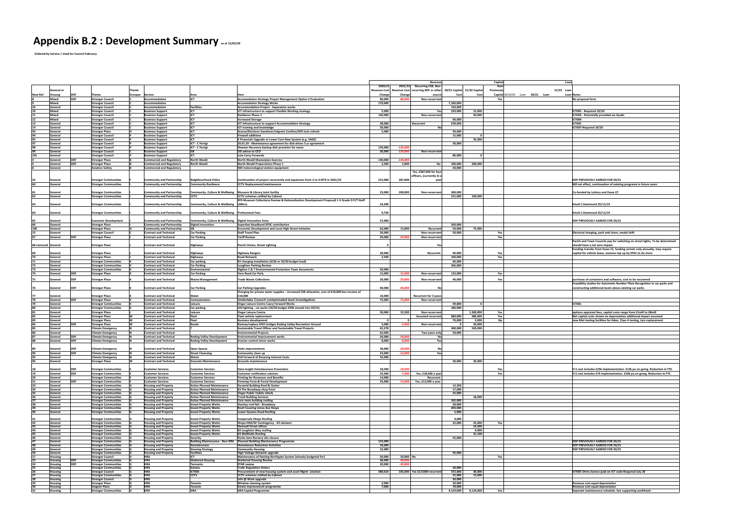# Appendix B.2 : Development Summary as at 12/02/20

**Ordered by Service / Used for Council February**

| New Ref | General or Hoisung | DDF | Theme | Theme Grouper | Service | Area | Item | 2020/21 Revenue Cost Change | 2021/22 Revenue Cost Change | Revenue Recurring CSB, Non-recurring DDF or other source | 20/21 Capital Cost | 21/22 Capital Cost | Capital Item Previously Capital | 2019/20 Loan | 20/21 Loan | 21/22 Loan | Loan Notes |
|---|---|---|---|---|---|---|---|---|---|---|---|---|---|---|---|---|---|
| 8 | Mixed | DDF | Stronger Council | C | Accommodation | ICT | Accomodation Strategy Project Management Option 2 Evaluation | 80,000 | -80,000 | Non-recurrent | | | Yes | | | | No proposal form |
| 9 | Mixed | | Stronger Council | C | Accommodation | | Accomodation Strategy Works | 179,000 | | | 7,160,000 | | | | | | |
| 16 | General | | Stronger Council | C | Accommodation | Facilities | Accommodation Project - Separation works | | | | 150,000 | | | | | | |
| 10 | Mixed | | Stronger Council | C | Business Support | ICT | ICT infrastructure to support Flexible Working strategy | 5,000 | | Yes | 229,000 | 15,000 | | | | | ICT002 - Required 19/20 |
| 11 | Mixed | | Stronger Council | C | Business Support | ICT | Resiliance Phase 1 | 120,000 | | Non-recurrent | | 50,000 | | | | | ICT003 - Potentially provided via Qualis |
| 12 | Mixed | | Stronger Council | C | Business Support | ICT | Increased Storage | | | | 60,000 | | | | | | ICT004 |
| 13 | General | | Stronger Council | C | Business Support | ICT | ICT Infrastructure to support Accommodation Strategy | 38,000 | | Recurrent | 678,000 | | | | | | ICT001 |
| 14 | General | | Stronger Council | C | Business Support | ICT | ICT training and knowledge | 50,000 | | No | | | | | | | ICT007-Required 19/20 |
| 93 | General | | Stronger Place | O | Business Support | ICT | Assure/Elections Gazetteer/migrate Confirm/GPS tech refresh | 5,000 | | | 30,000 | | | | | | |
| 94 | General | | Stronger Council | P | Business Support | ICT | Firewall additions | | | | 15,000 | 0 | | | | | |
| 95 | General | | Stronger Council | P | Business Support | ICT | E Financials Upgrade or Lower Cost New System (e.g. SAGE) | | | | | 35,000 | | | | | |
| 97 | General | | Stronger Council | P | Business Support | ICT - C Ferrigi | 20.01.20 - Maintenance agreement for disk drives 3 yr agreement | | | | 30,000 | | | | | | |
| 98 | General | | Stronger Council | P | Business Support | ICT - C Ferrigi | Disaster Recovery backup disk provision for move | 120,000 | -120,000 | | | | | | | | |
| 99 | General | | Stronger Council | C | Business Support | GB | OD advice to CEO | 30,000 | -30,000 | Non-recurrent | | | | | | | |
| 101 | General | | Stronger Council | P | Business Support | ICT | Late Carry Forwards | | | | 80,000 | 0 | | | | | |
| 4 | General | DDF | Stronger Place | B | Commercial and Regulatory | North Weald | North Weald Masterplan Exercise | 140,000 | -140,000 | | | | | | | | |
| 5 | General | DDF | Stronger Place | B | Commercial and Regulatory | North Weald | North Weald Preparations Phase 1 | 2,500 | 5,000 | No | 100,000 | 200,000 | | | | | |
| 6 | General | | Aviation Safety | B | Commercial and Regulatory | | NW meteorological station equipment | | | | 44,000 | | | | | | |
| 22 | General | | Stronger Communities | F | Community and Partnership | Neighbourhood Police | Continuation of project recurrently and expansion from 3 to 4 WTE in 2021/22 | 215,000 | 287,000 | Yes, £287,000 for four officers, (currently 3) a year | | | | | | | DDF PREVIOUSLY AGREED FOR 20/21 |
| 60 | General | | Stronger Communities | I | Community and Partnership | Community Resilience | CCTV Replacement/maintenance | | | | | | | | | | Nill net effect, continuation of existing programe in future years |
| 61 | General | | Stronger Communities | I | Community and Partnership | Community, Culture & Wellbeing | Museum & Library Joint facility | 23,000 | 208,000 | Non-recurrent | 300,000 | | | | | | Co-funded by Lottery and Essex CC |
| 62 | General | | Stronger Communities | I | Community and Partnership | CCTV | CCTV schemes ratified by Cabinet | | | | 215,000 | 100,000 | | | | | |
| 63 | General | | Stronger Communities | I | Community and Partnership | Community, Culture & Wellbeing | EFD Museum Collections Review & Rationalisation Development Proposal) 1 X Grade D P/T Staff (28Hrs) | 24,200 | | | | | | | | | Email C.Hammond 25/11/19 |
| 64 | General | | Stronger Communities | I | Community and Partnership | Community, Culture & Wellbeing | Professional Fees | 9,750 | | | | | | | | | Email C.Hammond 25/11/19 |
| 65 | General | | Economic Development | I | Community and Partnership | Community, Culture & Wellbeing | Digital Innovation Zone | 27,000 | | | | | | | | | DDF PREVIOUSLY AGREED FOR 20/21 |
| 66 | General | | Stronger Place | I | Community and Partnership | Digital Innovation | Superfast Boadband EFDC contribution | | | | 350,000 | | | | | | |
| 100 | General | | Stronger Place | O | Community and Partnership | GB | Economic Development and Local High Street Initiative | 65,000 | 15,000 | Recurrent | 50,000 | 75,000 | | | | | |
| 15 | General | | Stronger Council | C | Contract and Technical | Car Parking | Staff Travel Plan | 20,000 | | Non-recurrent | 50,000 | | Yes | | | | Electrical charging, park and share, modal shift |
| 67 | General | DDF | Stronger Place | J | Contract and Technical | Car Parking | Tariff Review | 20,000 | -20,000 | Non-recurrent | | | Yes | | | | |
| 68 removed | General | | Stronger Place | J | Contract and Technical | Highways | Parish Choice, Street Lighting | 0 | | Yes | | | | | | | Parish and Town Councils pay for switching on street lights, To be determined should have a net zero impact. |
| 69 | General | | Stronger Place | J | Contract and Technical | Highways | Highway Rangers | 20,000 | | Recurrent | 40,000 | | Yes | | | | Funding transfer from Essex CC, funding certain only annually, may require capital for vehicle lease, revenue top up by EFDC to do more |
| 70 | General | | Stronger Place | J | Contract and Technical | Highways | Road Network | 2,500 | | | 100,000 | | Yes | | | | |
| 71 | General | | Stronger Communities | K | Contract and Technical | Car parking | EV charging installation (£23k in 19/20 budget load) | | | | 60,000 | | | | | | |
| 72 | General | | Stronger Communities | K | Contract and Technical | Car Parking | Loughton Parking Review | | | | 266,000 | | | | | | |
| 73 | General | | Stronger Communities | K | Contract and Technical | Environmental | Digitise C & T Environmental Protection Team documents | 50,000 | | | | | | | | | |
| 74 | General | DDF | Stronger Place | K | Contract and Technical | Car Parking | Vere Road Car Park, | 15,000 | -15,000 | Non-recurrent | 133,000 | | Yes | | | | |
| 75 | General | DDF | Stronger Place | K | Contract and Technical | Waste Management | Trade Waste Collections | 20,000 | -20,000 | Non-recurrent | 40,000 | | Yes | | | | purchase of containers and software, cost to be recovered |
| 76 | General | DDF | Stronger Place | K | Contract and Technical | Car Parking | Car Parking Upgrades | 40,000 | -40,000 | No | | | | | | | Feasibility studies for Automatic Number Plate Recognition in car parks and constructing additional levels above existing car parks |
| 77 | General | | Stronger Place | K | Contract and Technical | Water | Charging for private water supplies – increased CSB allocation, cost of £10,000 less income of £10,000 | 10,000 | | Recurrent for 3 years | | | | | | | |
| 78 | General | DDF | Stronger Place | K | Contract and Technical | Contamination | Undertake Council contaminated land investigation. | 75,000 | -75,000 | Non-recurrent | | | | | | | |
| 79 | General | | Stronger Communities | K | Contract and Technical | Leisure | Ongar Leisure Centre Caary Forward Works | | | | 49,800 | 0 | | | | | ICT001 |
| 80 | General | | Stronger Communities | K | Contract and Technical | Car parking | LED lighting - car parks (19/20 budget £93k moved into 20/21) | | | | 186,000 | | | | | | |
| 81 | General | | Stronger Place | L | Contract and Technical | Leisure | Ongar Leisure Centre | 50,000 | 32,500 | Non-recurrent | | 1,300,000 | Yes | | | | options appraisal fees, capital costs range from £1mill to £8mill |
| 82 | General | | Stronger Place | M | Contract and Technical | Fleet | Fleet vehicle replacement | | | Assumed recurrent | 680,000 | 380,000 | Yes | | | | Net capital costs shown no depreciation additional impact assumed |
| 83 | General | | Stronger Place | M | Contract and Technical | Fleet | Business development | 0 | 0 | | 70,000 | 3,000 | No | | | | new Mot testing facilities for bikes, Class 4 testing, tyre replacement |
| 84 | General | DDF | Stronger Place | M | Contract and Technical | Roads | Review/replace EFDC bridges Roding Valley Recreation Ground | 5,000 | -5,000 | Non-recurrent | 0 | 20,000 | | | | | |
| 85 | General | | Climate Emergency | N | Contract and Technical | ? | Sustainable Travel Officer and Sustainable Travel Projects | 62,278 | | | 300,000 | 500,000 | | | | | |
| 86 | General | | Climate Emergency | N | Contract and Technical | | Environmental Projects | 62,000 | | Two years only | 50,000 | | | | | | |
| 87 | General | DDF | Climate Emergency | N | Contract and Technical | Roding Valley Development | Environmental improvement works | 50,000 | -50,000 | No | | | | | | | |
| 88 | General | DDF | Climate Emergency | N | Contract and Technical | Roding Valley Development | Erosion control minor works | 8,000 | -8,000 | Yes | | | | | | | |
| 89 | General | DDF | Climate Emergency | N | Contract and Technical | Open Spaces | Parks improvements | 20,000 | -20,000 | No | | | | | | | |
| 90 | General | DDF | Climate Emergency | N | Contract and Technical | Street Cleansing | Community clean up | 23,000 | -23,000 | Yes | | | | | | | |
| 92 | General | | Climate Emergency | N | Contract and Technical | Waste | Roll Forward of Recycing Interest Costs | 32,000 | | | | | | | | | |
| 96 | General | | Stronger Place | M | Contract and Technical | Grounds Maintenance | Grounds maintenance | | | | 30,000 | 30,000 | | | | | |
| 18 | General | DDF | Stronger Communities | E | Customer Services | Customer Services | Data Insight Homelessness Prevention | 18,500 | -18,500 | | | | Yes | | | | Yr1 cost includes £25k implementation. £12k pa on-going. Reduction in FTE. |
| 19 | General | DDF | Stronger Communities | E | Customer Services | Customer Services | Customer notification solution | 25,000 | -7,000 | Yes, £18,000 a year | | | Yes | | | | Yr1 cost includes £7k implementation. £18k pa on-going. Reduction in FTE. |
| 20 | General | | Stronger Communities | E | Customer Services | Customer Services | Printing for Revenues and Benefits | 14,000 | | Recurrent | | | | | | | |
| 21 | General | DDF | Stronger Communities | E | Customer Services | Customer Services | Firmstep Form & Portal Development | 25,000 | -13,000 | Yes, £12,000 a year | | | | | | | |
| 33 | General | | Stronger Communities | G | Housing and Property | Active Planned Maintenance | Pyramid Building Roof & Gutter | | | | 12,250 | | | | | | |
| 34 | General | | Stronger Communities | G | Housing and Property | Active Planned Maintenance | 63 The Broadway shop front | | | | 17,000 | | | | | | |
| 35 | General | | Stronger Communities | G | Housing and Property | Active Planned Maintenance | Ongar Public Toilets refurb | | | | 25,000 | | | | | | |
| 36 | General | | Stronger Communities | G | Housing and Property | Active Planned Maintenance | Trend Building Services | | | | | 18,000 | | | | | |
| 37 | General | | Stronger Communities | G | Housing and Property | Active Planned Maintenance | Civic main building roofing | | | | 165,000 | | | | | | |
| 38 | General | | Stronger Communities | G | Housing and Property | Invest Property Works | Overlay roof felt - Broadway | | | | 28,000 | | | | | | |
| 39 | General | | Stronger Communities | G | Housing and Property | Invest Property Works | Roof Covering Limes Ave Shops | | | | 203,000 | | | | | | |
| 40 | General | | Stronger Communities | G | Housing and Property | Invest Property Works | Lower Queens Road Roofing | | | | 5,000 | | | | | | |
| 41 | General | | Stronger Communities | G | Housing and Property | Invest Property Works | Coopersale Shops Roofing | | | | 9,000 | | | | | | |
| 42 | General | | Stronger Communities | G | Housing and Property | Invest Property Works | Shops HRA/GF Contingency - GF element | | | | 25,000 | 25,000 | Yes | | | | |
| 43 | General | | Stronger Communities | G | Housing and Property | Invest Property Works | Hemnall Street offices | | | | | 14,500 | | | | | |
| 44 | General | | Stronger Communities | G | Housing and Property | Invest Property Works | 83 Loughton Way roofing | | | | | 9,000 | | | | | |
| 45 | General | | Stronger Communities | G | Housing and Property | Invest Property Works | 63 Wellfields Roofing | | | | | 31,100 | | | | | |
| 46 | General | | Stronger Communities | G | Housing and Property | Security | Pyrles lane Nursery site closure | | | | 55,000 | | | | | | |
| 47 | General | | Stronger Communities | G | Housing and Property | Building Maintenance - Non HRA | Planned Building Maintenance Programme | 123,000 | | | | | | | | | DDF PREVIOUSLY AGREED FOR 20/21 |
| 48 | General | | Stronger Communities | G | Housing and Property | Homelessness | Homelessness Reduction Activities | 34,000 | | | | | | | | | DDF PREVIOUSLY AGREED FOR 20/21 |
| 49 | General | | Stronger Communities | G | Housing and Property | Housing Strategy | Community Housing | 22,000 | | | | | | | | | DDF PREVIOUSLY AGREED FOR 20/21 |
| 50 | General | | Stronger Communities | G | Housing and Property | Facilities | High Voltage Network upgrade | | | | 45,000 | | | | | | |
| 17 | Housing | | Stronger Council | D | HRA | ICT | Maintenance of Existing Northgate System (already budgeted for) | 50,000 | 50,000 | No | | | Yes | | | | |
| 23 | Housing | DDF | Stronger Communities | G | HRA | Sheltered Housing | Sheltered Housing Review | 40,000 | -40,000 | | | | | | | | |
| 24 | Housing | DDF | Stronger Communities | G | HRA | Tennants | STAR review | 20,000 | -20,000 | | | | | | | | |
| 25 | Housing | | Stronger Communities | G | HRA | Estates | Trafic Regulation Orders | | | | 50,000 | | | | | | |
| 26 | Housing | | Stronger Council | G | HRA | ICT005 | Procurement of new housing system and asset Mgmt solution | 389,619 | 105,000 | Yes £121000 recurrent | 572,000 | 30,000 | | | | | ICT005 Ohms licence paid on ICT code-Required July 20 |
| 27 | Housing | | Stronger Communities | G | HRA | CCTV | CCTV schemes ratified by Cabinet | | | | 25,000 | 15,000 | | | | | |
| 28 | Housing | | Stronger Council | G | HRA | | Info@ Work upgrade | | | | 20,000 | | | | | | |
| 29 | Housing | | Stronger Place | G | HRA | Tenants | Window cleaning system | 2,000 | | | 20,000 | | | | | | Revenue cost equal depreciation |
| 30 | Housing | | Stonger Place | G | HRA | Tenants | Estate improvement programme | 7,000 | | | 70,000 | | | | | | Revenue cost equal depreciation |
| 31 | Housing | | Stronger Communities | G | HRA | HRA | HRA Capital Programme | | | | 9,124,000 | 9,124,000 | Yes | | | | Separate maintenance schedule. See supporting workbook - |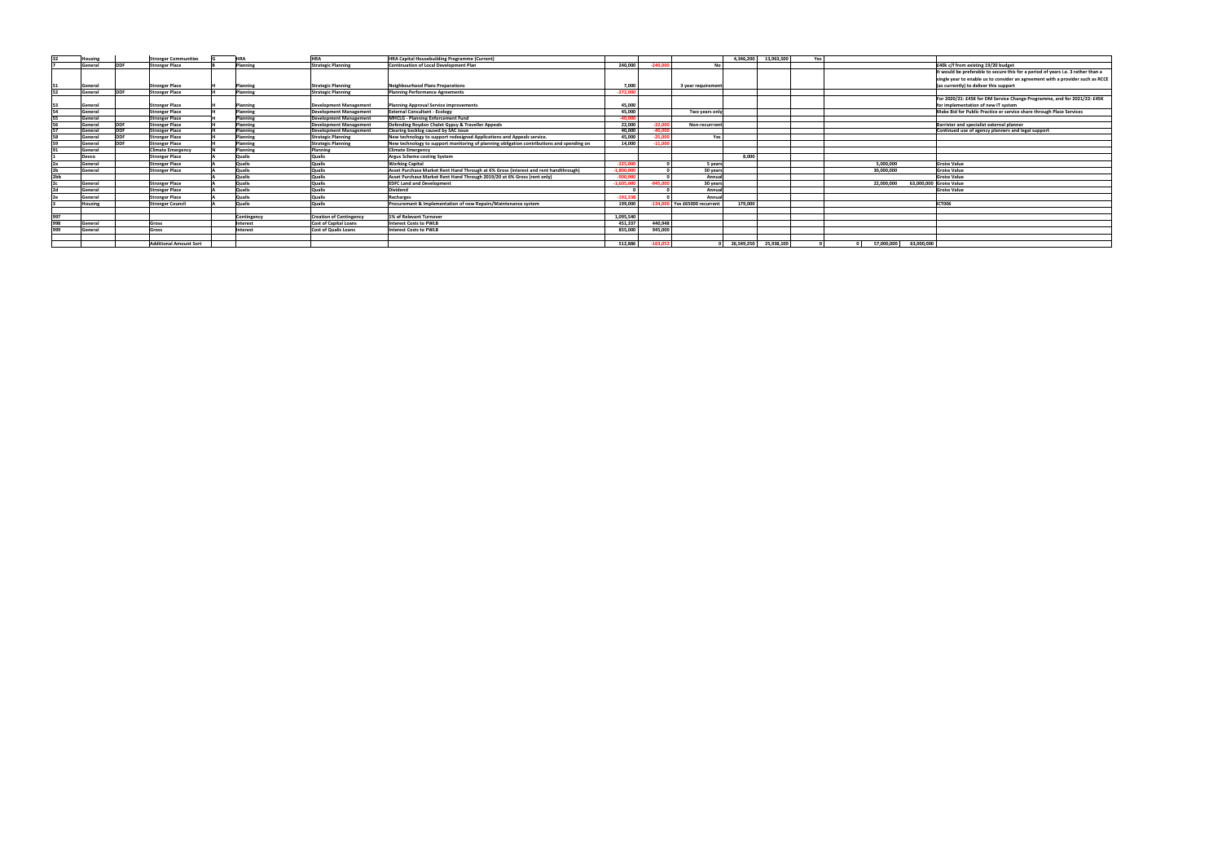| | | | | | | | | | | | | | | | | | |
|---|---|---|---|---|---|---|---|---|---|---|---|---|---|---|---|---|---|
| 32 | Housing | | Stronger Communities | G | HRA | HRA | HRA Capital Housebuilding Programme (Current) | | | | 4,346,200 | 13,963,500 | Yes | | | | |
| 7 | General | DDF | Stronger Place | B | Planning | Strategic Planning | Continuation of Local Development Plan | 240,000 | -240,000 | No | | | | | | | £40k c/f from existing 19/20 budget |
| 51 | General | | Stronger Place | H | Planning | Strategic Planning | Neighbourhood Plans Preparations | 7,000 | | 3 year requirement | | | | | | | It would be preferable to secure this for a period of years i.e. 3 rather than a single year to enable us to consider an agreement with a provider such as RCCE (as currently) to deliver this support |
| 52 | General | DDF | Stronger Place | H | Planning | Strategic Planning | Planning Performance Agreements | -272,000 | | | | | | | | | |
| 53 | General | | Stronger Place | H | Planning | Development Management | Planning Approval Service improvements | 45,000 | | | | | | | | | For 2020/21: £45K for DM Service Change Programme, and for 2021/22: £45K for implementation of new IT system |
| 54 | General | | Stronger Place | H | Planning | Development Management | External Consultant - Ecology | 45,000 | | Two years only | | | | | | | Make Bid for Public Practice or service share through Place Services |
| 55 | General | | Stronger Place | H | Planning | Development Management | MHCLG - Planning Enforcement Fund | -40,000 | | | | | | | | | |
| 56 | General | DDF | Stronger Place | H | Planning | Development Management | Defending Roydon Chalet Gypsy & Traveller Appeals | 22,000 | -22,000 | Non-recurrrent | | | | | | | Barrister and specialist external planner |
| 57 | General | DDF | Stronger Place | H | Planning | Development Management | Clearing backlog caused by SAC issue | 40,000 | -40,000 | | | | | | | | Continued use of agency planners and legal support |
| 58 | General | DDF | Stronger Place | H | Planning | Strategic Planning | New technology to support redesigned Applications and Appeals service. | 45,000 | -25,000 | Yes | | | | | | | |
| 59 | General | DDF | Stronger Place | H | Planning | Strategic Planning | New technology to support monitoring of planning obligation contributions and spending on | 14,000 | -11,000 | | | | | | | | |
| 91 | General | | Climate Emergency | N | Planning | Planning | Climate Emergency | | | | | | | | | | |
| 1 | Devco | | Stronger Place | A | Qualis | Qualis | Argus Scheme costing System | | | | 8,000 | | | | | | |
| 2a | General | | Stronger Place | A | Qualis | Qualis | Working Capital | -225,000 | 0 | 5 years | | | | | 5,000,000 | | Gross Value |
| 2b | General | | Stronger Place | A | Qualis | Qualis | Asset Purchase Market Rent Hand Through at 6% Gross (interest and rent handthrough) | -1,800,000 | 0 | 30 years | | | | | 30,000,000 | | Gross Value |
| 2bb | | | | A | Qualis | Qualis | Asset Purchase Market Rent Hand Through 2019/20 at 6% Gross (rent only) | -900,000 | 0 | Annual | | | | | | | Gross Value |
| 2c | General | | Stronger Place | A | Qualis | Qualis | EDFC Land and Development | -1,605,000 | -945,000 | 30 years | | | | | 22,000,000 | 63,000,000 | Gross Value |
| 2d | General | | Stronger Place | A | Qualis | Qualis | Dividend | 0 | 0 | Annual | | | | | | | Gross Value |
| 2e | General | | Stronger Place | A | Qualis | Qualis | Recharges | -192,338 | 0 | Annual | | | | | | | |
| 3 | Housing | | Stronger Council | A | Qualis | Qualis | Procurement & Implementation of new Repairs/Maintenance system | 199,000 | -134,000 | Yes £65000 recurrent | 179,000 | | | | | | ICT006 |
| | | | | | | | | | | | | | | | | | |
| 997 | | | | | Contingency | Creation of Contingency | 1% of Relevant Turnover | 1,095,540 | | | | | | | | | |
| 998 | General | | Gross | | Interest | Cost of Capital Loans | Interest Costs to PWLB | 451,337 | 440,948 | | | | | | | | |
| 999 | General | | Gross | | Interest | Cost of Qualis Loans | Interest Costs to PWLB | 855,000 | 945,000 | | | | | | | | |
| | | | | | | | | | | | | | | | | | |
| | | | Additional Amount Sort | | | | | 512,886 | -161,052 | 0 | 26,549,250 | 25,938,100 | 0 | 0 | 57,000,000 | 63,000,000 | |